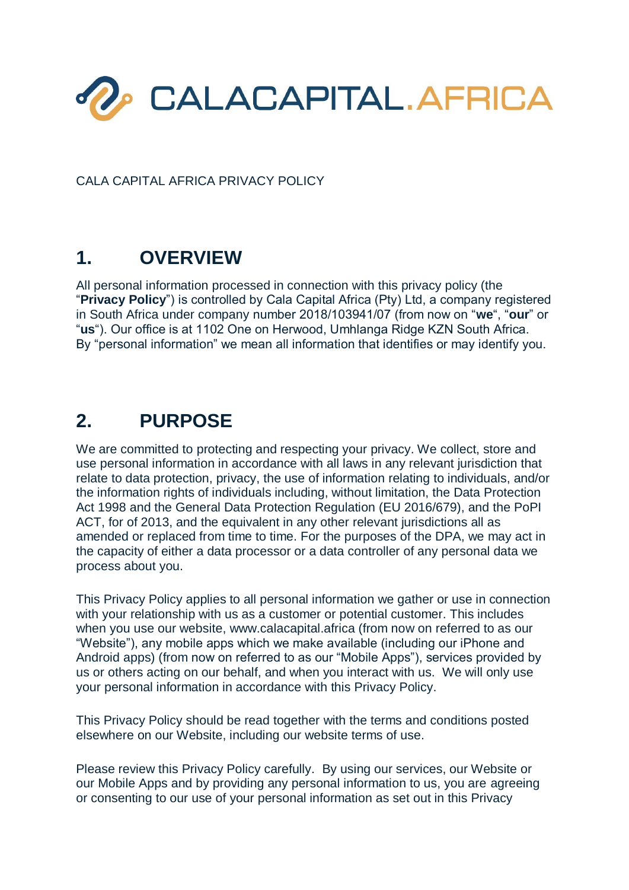# CALACAPITAL.AFRICA

CALA CAPITAL AFRICA PRIVACY POLICY

## 1. OVERVIEW

All personal information processed in connection with this privacy policy (the "**Privacy Policy**") is controlled by Cala Capital Africa (Pty) Ltd, a company registered in South Africa under company number 2018/103941/07 (from now on "**we**", "**our**" or "**us**"). Our office is at 1102 One on Herwood, Umhlanga Ridge KZN South Africa. By "personal information" we mean all information that identifies or may identify you.

## 2. PURPOSE

We are committed to protecting and respecting your privacy. We collect, store and use personal information in accordance with all laws in any relevant jurisdiction that relate to data protection, privacy, the use of information relating to individuals, and/or the information rights of individuals including, without limitation, the Data Protection Act 1998 and the General Data Protection Regulation (EU 2016/679), and the PoPI ACT, for of 2013, and the equivalent in any other relevant jurisdictions all as amended or replaced from time to time. For the purposes of the DPA, we may act in the capacity of either a data processor or a data controller of any personal data we process about you.

This Privacy Policy applies to all personal information we gather or use in connection with your relationship with us as a customer or potential customer. This includes when you use our website, www.calacapital.africa (from now on referred to as our "Website"), any mobile apps which we make available (including our iPhone and Android apps) (from now on referred to as our "Mobile Apps"), services provided by us or others acting on our behalf, and when you interact with us. We will only use your personal information in accordance with this Privacy Policy.

This Privacy Policy should be read together with the terms and conditions posted elsewhere on our Website, including our website terms of use.

Please review this Privacy Policy carefully. By using our services, our Website or our Mobile Apps and by providing any personal information to us, you are agreeing or consenting to our use of your personal information as set out in this Privacy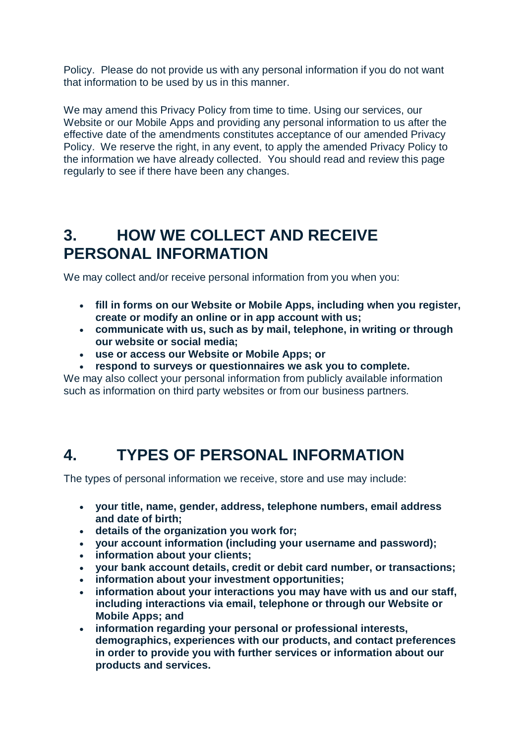Policy. Please do not provide us with any personal information if you do not want that information to be used by us in this manner.

We may amend this Privacy Policy from time to time. Using our services, our Website or our Mobile Apps and providing any personal information to us after the effective date of the amendments constitutes acceptance of our amended Privacy Policy. We reserve the right, in any event, to apply the amended Privacy Policy to the information we have already collected. You should read and review this page regularly to see if there have been any changes.

# 3. HOW WE COLLECT AND RECEIVE PERSONAL INFORMATION

We may collect and/or receive personal information from you when you:

- **fill in forms on our Website or Mobile Apps, including when you register, create or modify an online or in app account with us;**
- **communicate with us, such as by mail, telephone, in writing or through our website or social media;**
- **use or access our Website or Mobile Apps; or**
- **respond to surveys or questionnaires we ask you to complete.**

We may also collect your personal information from publicly available information such as information on third party websites or from our business partners.

# 4. TYPES OF PERSONAL INFORMATION

The types of personal information we receive, store and use may include:

- **your title, name, gender, address, telephone numbers, email address and date of birth;**
- **details of the organization you work for;**
- **your account information (including your username and password);**
- **information about your clients;**
- **your bank account details, credit or debit card number, or transactions;**
- **information about your investment opportunities;**
- **information about your interactions you may have with us and our staff, including interactions via email, telephone or through our Website or Mobile Apps; and**
- **information regarding your personal or professional interests, demographics, experiences with our products, and contact preferences in order to provide you with further services or information about our products and services.**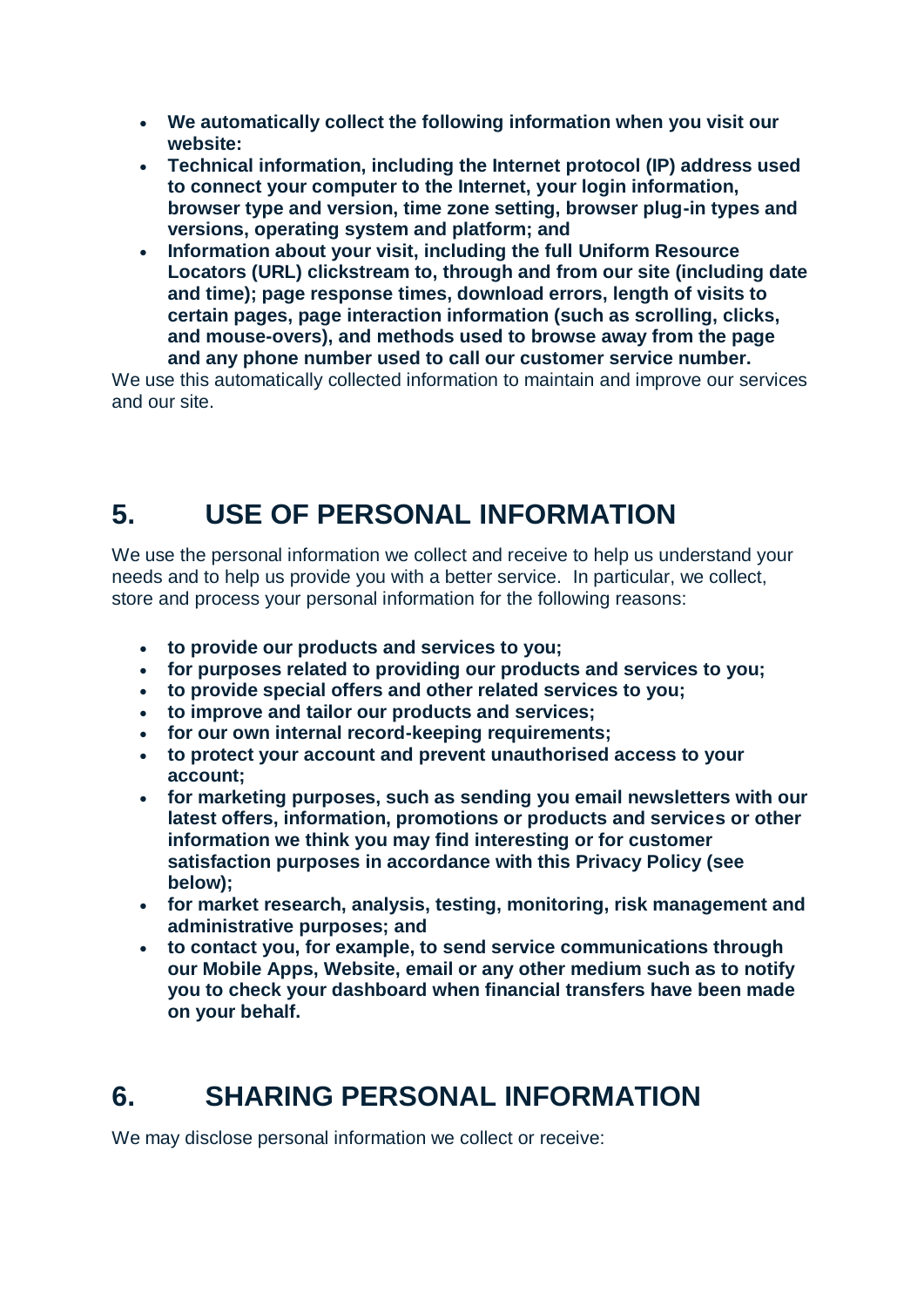- **We automatically collect the following information when you visit our website:**
- **Technical information, including the Internet protocol (IP) address used to connect your computer to the Internet, your login information, browser type and version, time zone setting, browser plug-in types and versions, operating system and platform; and**
- **Information about your visit, including the full Uniform Resource Locators (URL) clickstream to, through and from our site (including date and time); page response times, download errors, length of visits to certain pages, page interaction information (such as scrolling, clicks, and mouse-overs), and methods used to browse away from the page and any phone number used to call our customer service number.**

We use this automatically collected information to maintain and improve our services and our site.

## 5. USE OF PERSONAL INFORMATION

We use the personal information we collect and receive to help us understand your needs and to help us provide you with a better service. In particular, we collect, store and process your personal information for the following reasons:

- **to provide our products and services to you;**
- **for purposes related to providing our products and services to you;**
- **to provide special offers and other related services to you;**
- **to improve and tailor our products and services;**
- **for our own internal record-keeping requirements;**
- **to protect your account and prevent unauthorised access to your account;**
- **for marketing purposes, such as sending you email newsletters with our latest offers, information, promotions or products and services or other information we think you may find interesting or for customer satisfaction purposes in accordance with this Privacy Policy (see below);**
- **for market research, analysis, testing, monitoring, risk management and administrative purposes; and**
- **to contact you, for example, to send service communications through our Mobile Apps, Website, email or any other medium such as to notify you to check your dashboard when financial transfers have been made on your behalf.**

## 6. SHARING PERSONAL INFORMATION

We may disclose personal information we collect or receive: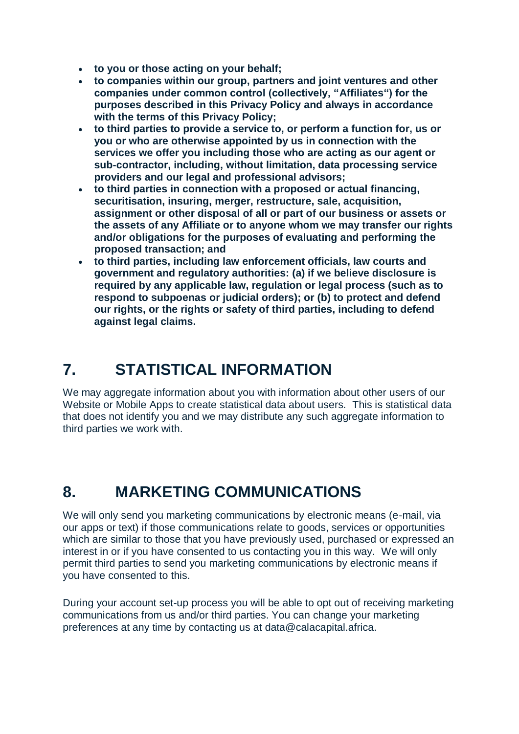- **to you or those acting on your behalf;**
- **to companies within our group, partners and joint ventures and other companies under common control (collectively, "Affiliates") for the purposes described in this Privacy Policy and always in accordance with the terms of this Privacy Policy;**
- **to third parties to provide a service to, or perform a function for, us or you or who are otherwise appointed by us in connection with the services we offer you including those who are acting as our agent or sub-contractor, including, without limitation, data processing service providers and our legal and professional advisors;**
- **to third parties in connection with a proposed or actual financing, securitisation, insuring, merger, restructure, sale, acquisition, assignment or other disposal of all or part of our business or assets or the assets of any Affiliate or to anyone whom we may transfer our rights and/or obligations for the purposes of evaluating and performing the proposed transaction; and**
- **to third parties, including law enforcement officials, law courts and government and regulatory authorities: (a) if we believe disclosure is required by any applicable law, regulation or legal process (such as to respond to subpoenas or judicial orders); or (b) to protect and defend our rights, or the rights or safety of third parties, including to defend against legal claims.**

## 7. STATISTICAL INFORMATION

We may aggregate information about you with information about other users of our Website or Mobile Apps to create statistical data about users. This is statistical data that does not identify you and we may distribute any such aggregate information to third parties we work with.

## 8. MARKETING COMMUNICATIONS

We will only send you marketing communications by electronic means (e-mail, via our apps or text) if those communications relate to goods, services or opportunities which are similar to those that you have previously used, purchased or expressed an interest in or if you have consented to us contacting you in this way. We will only permit third parties to send you marketing communications by electronic means if you have consented to this.

During your account set-up process you will be able to opt out of receiving marketing communications from us and/or third parties. You can change your marketing preferences at any time by contacting us at data@calacapital.africa.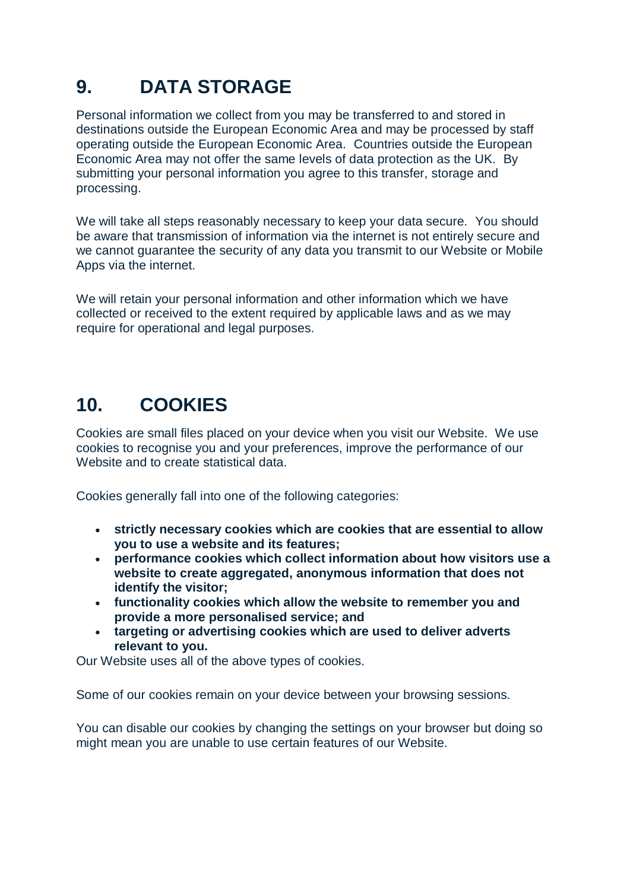## 9. DATA STORAGE

Personal information we collect from you may be transferred to and stored in destinations outside the European Economic Area and may be processed by staff operating outside the European Economic Area. Countries outside the European Economic Area may not offer the same levels of data protection as the UK. By submitting your personal information you agree to this transfer, storage and processing.

We will take all steps reasonably necessary to keep your data secure. You should be aware that transmission of information via the internet is not entirely secure and we cannot guarantee the security of any data you transmit to our Website or Mobile Apps via the internet.

We will retain your personal information and other information which we have collected or received to the extent required by applicable laws and as we may require for operational and legal purposes.

## 10. COOKIES

Cookies are small files placed on your device when you visit our Website. We use cookies to recognise you and your preferences, improve the performance of our Website and to create statistical data.

Cookies generally fall into one of the following categories:

- **strictly necessary cookies which are cookies that are essential to allow you to use a website and its features;**
- **performance cookies which collect information about how visitors use a website to create aggregated, anonymous information that does not identify the visitor;**
- **functionality cookies which allow the website to remember you and provide a more personalised service; and**
- **targeting or advertising cookies which are used to deliver adverts relevant to you.**

Our Website uses all of the above types of cookies.

Some of our cookies remain on your device between your browsing sessions.

You can disable our cookies by changing the settings on your browser but doing so might mean you are unable to use certain features of our Website.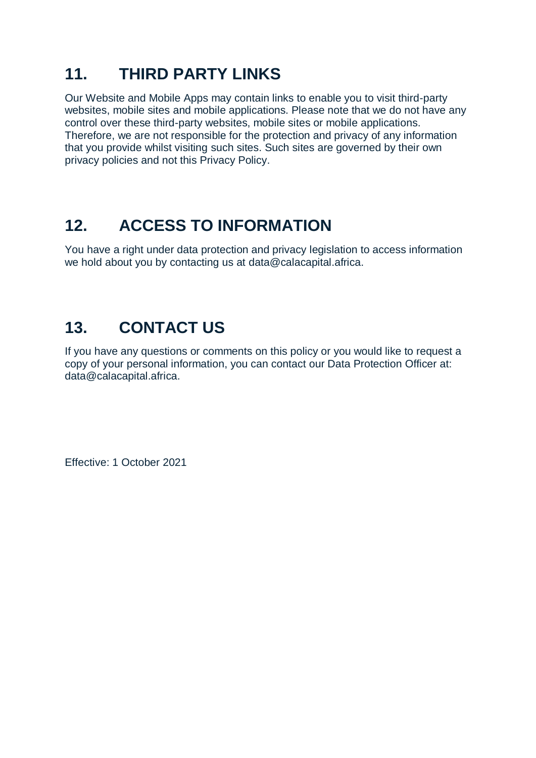## 11. THIRD PARTY LINKS

Our Website and Mobile Apps may contain links to enable you to visit third-party websites, mobile sites and mobile applications. Please note that we do not have any control over these third-party websites, mobile sites or mobile applications. Therefore, we are not responsible for the protection and privacy of any information that you provide whilst visiting such sites. Such sites are governed by their own privacy policies and not this Privacy Policy.

## 12. ACCESS TO INFORMATION

You have a right under data protection and privacy legislation to access information we hold about you by contacting us at data@calacapital.africa.

## 13. CONTACT US

If you have any questions or comments on this policy or you would like to request a copy of your personal information, you can contact our Data Protection Officer at: data@calacapital.africa.

Effective: 1 October 2021